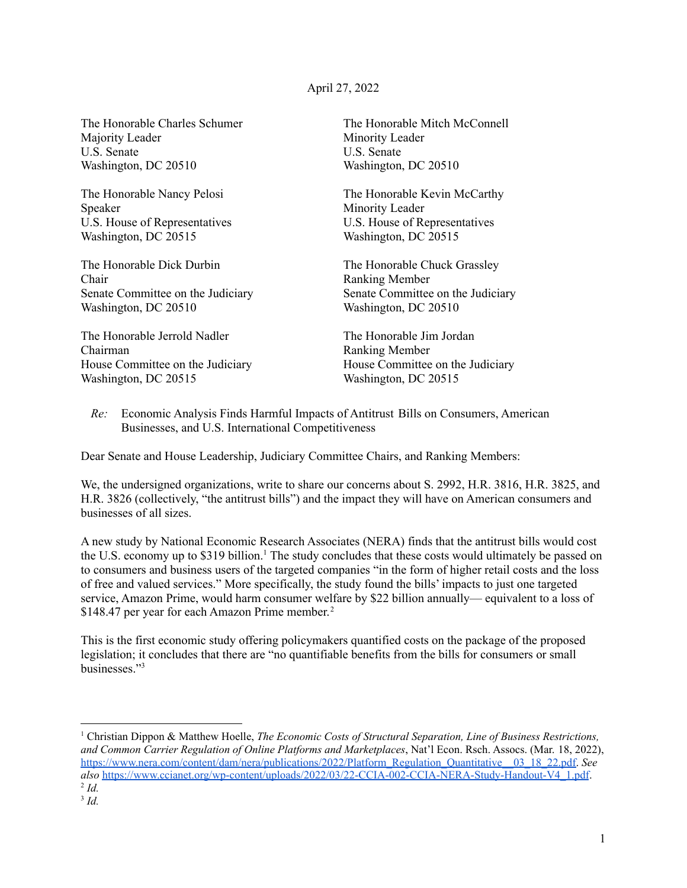April 27, 2022

The Honorable Charles Schumer
Majority Leader
U.S. Senate
Washington, DC 20510

The Honorable Mitch McConnell
Minority Leader
U.S. Senate
Washington, DC 20510

The Honorable Nancy Pelosi
Speaker
U.S. House of Representatives
Washington, DC 20515

The Honorable Kevin McCarthy
Minority Leader
U.S. House of Representatives
Washington, DC 20515

The Honorable Dick Durbin
Chair
Senate Committee on the Judiciary
Washington, DC 20510

The Honorable Chuck Grassley
Ranking Member
Senate Committee on the Judiciary
Washington, DC 20510

The Honorable Jerrold Nadler
Chairman
House Committee on the Judiciary
Washington, DC 20515

The Honorable Jim Jordan
Ranking Member
House Committee on the Judiciary
Washington, DC 20515

*Re:* Economic Analysis Finds Harmful Impacts of Antitrust Bills on Consumers, American Businesses, and U.S. International Competitiveness

Dear Senate and House Leadership, Judiciary Committee Chairs, and Ranking Members:

We, the undersigned organizations, write to share our concerns about S. 2992, H.R. 3816, H.R. 3825, and H.R. 3826 (collectively, "the antitrust bills") and the impact they will have on American consumers and businesses of all sizes.

A new study by National Economic Research Associates (NERA) finds that the antitrust bills would cost the U.S. economy up to $319 billion.[1] The study concludes that these costs would ultimately be passed on to consumers and business users of the targeted companies "in the form of higher retail costs and the loss of free and valued services." More specifically, the study found the bills' impacts to just one targeted service, Amazon Prime, would harm consumer welfare by $22 billion annually— equivalent to a loss of $148.47 per year for each Amazon Prime member.[2]

This is the first economic study offering policymakers quantified costs on the package of the proposed legislation; it concludes that there are "no quantifiable benefits from the bills for consumers or small businesses."[3]

---

[1] Christian Dippon & Matthew Hoelle, *The Economic Costs of Structural Separation, Line of Business Restrictions, and Common Carrier Regulation of Online Platforms and Marketplaces*, Nat'l Econ. Rsch. Assocs. (Mar. 18, 2022), https://www.nera.com/content/dam/nera/publications/2022/Platform_Regulation_Quantitative__03_18_22.pdf. *See also* https://www.ccianet.org/wp-content/uploads/2022/03/22-CCIA-002-CCIA-NERA-Study-Handout-V4_1.pdf.

[2] *Id.*

[3] *Id.*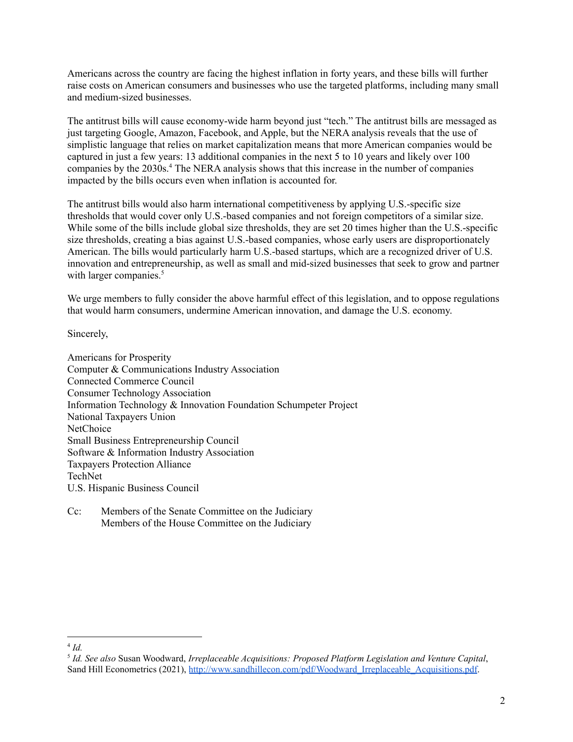Americans across the country are facing the highest inflation in forty years, and these bills will further raise costs on American consumers and businesses who use the targeted platforms, including many small and medium-sized businesses.

The antitrust bills will cause economy-wide harm beyond just "tech." The antitrust bills are messaged as just targeting Google, Amazon, Facebook, and Apple, but the NERA analysis reveals that the use of simplistic language that relies on market capitalization means that more American companies would be captured in just a few years: 13 additional companies in the next 5 to 10 years and likely over 100 companies by the 2030s.[4] The NERA analysis shows that this increase in the number of companies impacted by the bills occurs even when inflation is accounted for.

The antitrust bills would also harm international competitiveness by applying U.S.-specific size thresholds that would cover only U.S.-based companies and not foreign competitors of a similar size. While some of the bills include global size thresholds, they are set 20 times higher than the U.S.-specific size thresholds, creating a bias against U.S.-based companies, whose early users are disproportionately American. The bills would particularly harm U.S.-based startups, which are a recognized driver of U.S. innovation and entrepreneurship, as well as small and mid-sized businesses that seek to grow and partner with larger companies.[5]

We urge members to fully consider the above harmful effect of this legislation, and to oppose regulations that would harm consumers, undermine American innovation, and damage the U.S. economy.

Sincerely,

Americans for Prosperity  
Computer & Communications Industry Association  
Connected Commerce Council  
Consumer Technology Association  
Information Technology & Innovation Foundation Schumpeter Project  
National Taxpayers Union  
NetChoice  
Small Business Entrepreneurship Council  
Software & Information Industry Association  
Taxpayers Protection Alliance  
TechNet  
U.S. Hispanic Business Council

Cc: Members of the Senate Committee on the Judiciary  
Members of the House Committee on the Judiciary

---

[4] *Id.*

[5] *Id. See also* Susan Woodward, *Irreplaceable Acquisitions: Proposed Platform Legislation and Venture Capital*, Sand Hill Econometrics (2021), http://www.sandhillecon.com/pdf/Woodward_Irreplaceable_Acquisitions.pdf.